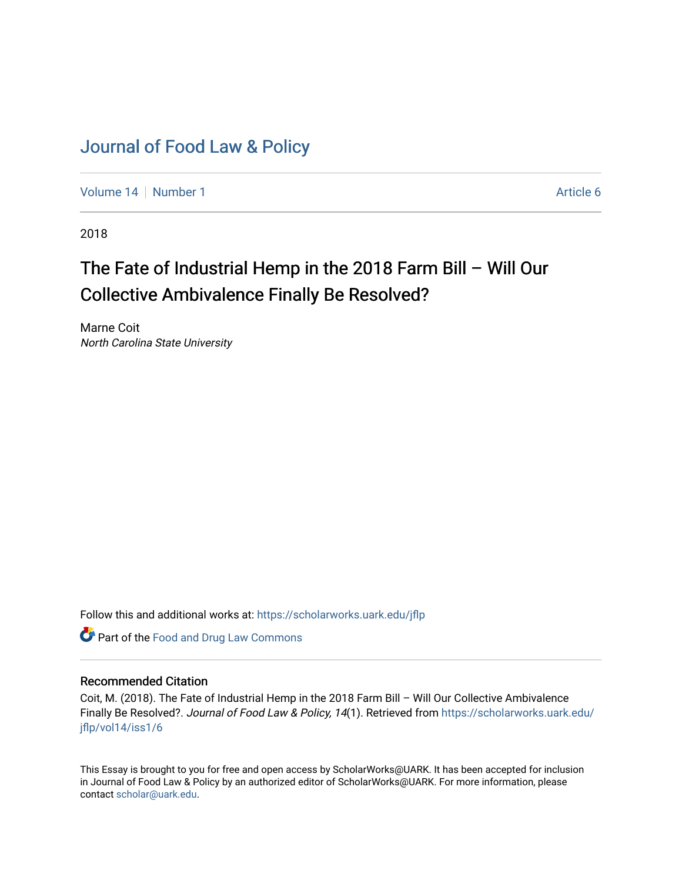# Journal of Food Law & Policy

Volume 14 | Number 1 | Article 6

2018

## The Fate of Industrial Hemp in the 2018 Farm Bill – Will Our Collective Ambivalence Finally Be Resolved?

Marne Coit
*North Carolina State University*

Follow this and additional works at: https://scholarworks.uark.edu/jflp

Part of the Food and Drug Law Commons

### Recommended Citation

Coit, M. (2018). The Fate of Industrial Hemp in the 2018 Farm Bill – Will Our Collective Ambivalence Finally Be Resolved?. *Journal of Food Law & Policy, 14*(1). Retrieved from https://scholarworks.uark.edu/jflp/vol14/iss1/6

This Essay is brought to you for free and open access by ScholarWorks@UARK. It has been accepted for inclusion in Journal of Food Law & Policy by an authorized editor of ScholarWorks@UARK. For more information, please contact scholar@uark.edu.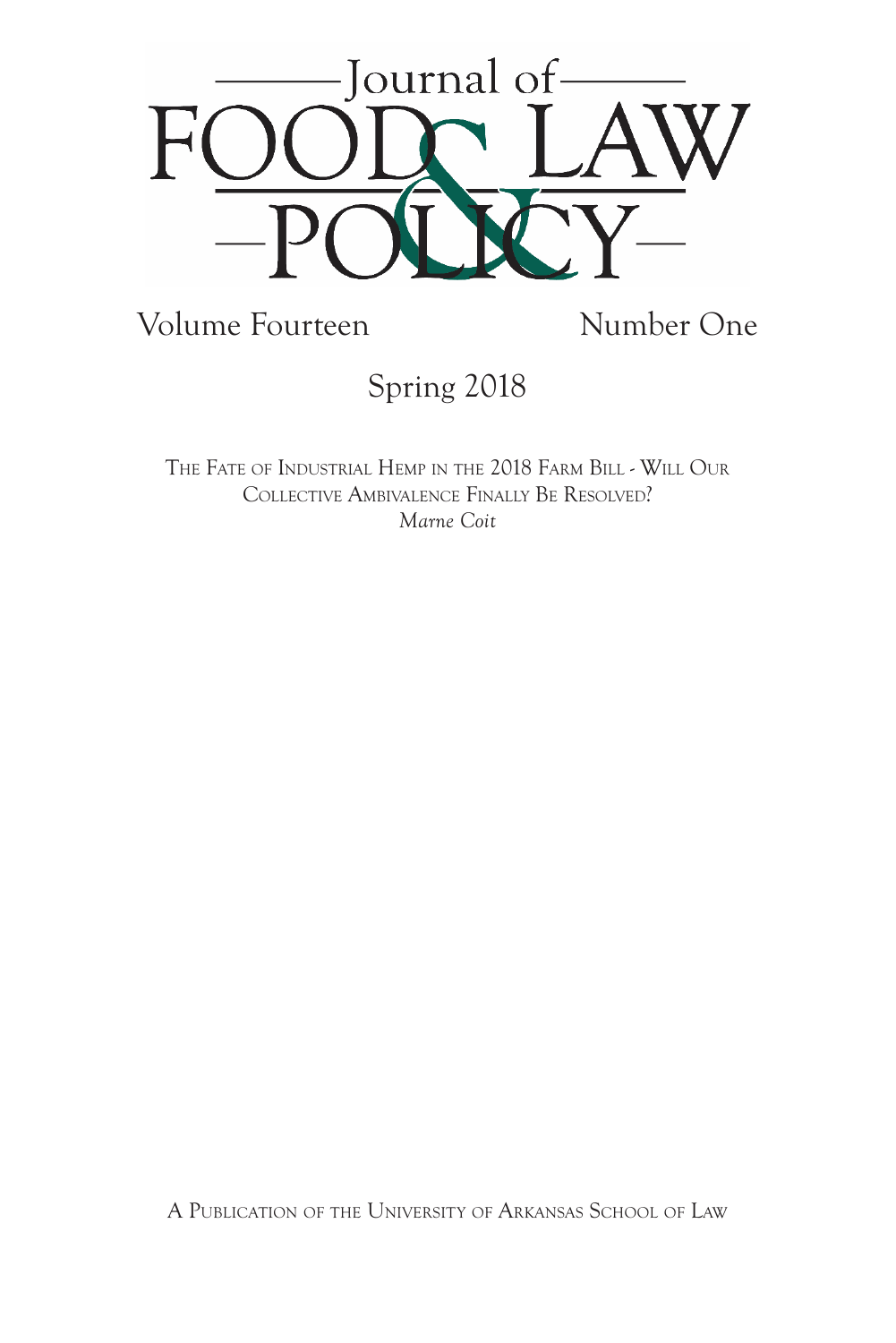# Journal of FOOD & LAW POLICY

Volume Fourteen Number One

Spring 2018

THE FATE OF INDUSTRIAL HEMP IN THE 2018 FARM BILL - WILL OUR COLLECTIVE AMBIVALENCE FINALLY BE RESOLVED?

*Marne Coit*

A PUBLICATION OF THE UNIVERSITY OF ARKANSAS SCHOOL OF LAW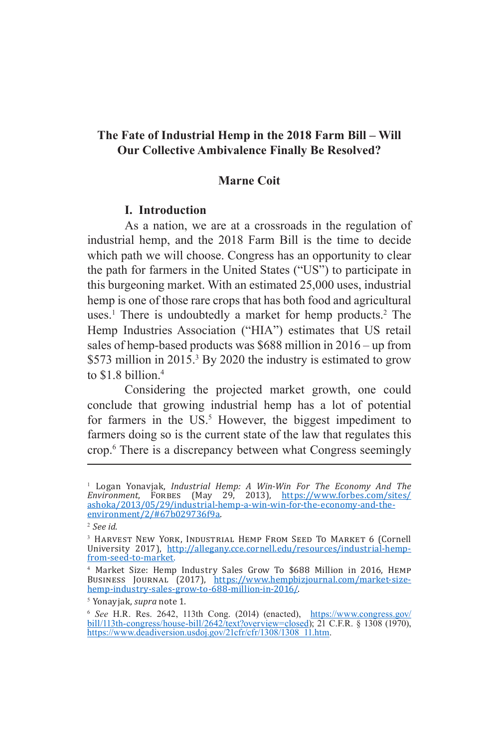# The Fate of Industrial Hemp in the 2018 Farm Bill – Will Our Collective Ambivalence Finally Be Resolved?

## Marne Coit

### I. Introduction

As a nation, we are at a crossroads in the regulation of industrial hemp, and the 2018 Farm Bill is the time to decide which path we will choose. Congress has an opportunity to clear the path for farmers in the United States ("US") to participate in this burgeoning market. With an estimated 25,000 uses, industrial hemp is one of those rare crops that has both food and agricultural uses.[1] There is undoubtedly a market for hemp products.[2] The Hemp Industries Association ("HIA") estimates that US retail sales of hemp-based products was $688 million in 2016 – up from $573 million in 2015.[3] By 2020 the industry is estimated to grow to $1.8 billion.[4]

Considering the projected market growth, one could conclude that growing industrial hemp has a lot of potential for farmers in the US.[5] However, the biggest impediment to farmers doing so is the current state of the law that regulates this crop.[6] There is a discrepancy between what Congress seemingly

---

[1] Logan Yonavjak, *Industrial Hemp: A Win-Win For The Economy And The Environment*, FORBES (May 29, 2013), https://www.forbes.com/sites/ashoka/2013/05/29/industrial-hemp-a-win-win-for-the-economy-and-the-environment/2/#67b029736f9a.

[2] *See id*.

[3] HARVEST NEW YORK, INDUSTRIAL HEMP FROM SEED TO MARKET 6 (Cornell University 2017), http://allegany.cce.cornell.edu/resources/industrial-hemp-from-seed-to-market.

[4] Market Size: Hemp Industry Sales Grow To $688 Million in 2016, HEMP BUSINESS JOURNAL (2017), https://www.hempbizjournal.com/market-size-hemp-industry-sales-grow-to-688-million-in-2016/.

[5] Yonayjak, *supra* note 1.

[6] *See* H.R. Res. 2642, 113th Cong. (2014) (enacted), https://www.congress.gov/bill/113th-congress/house-bill/2642/text?overview=closed); 21 C.F.R. § 1308 (1970), https://www.deadiversion.usdoj.gov/21cfr/cfr/1308/1308_11.htm.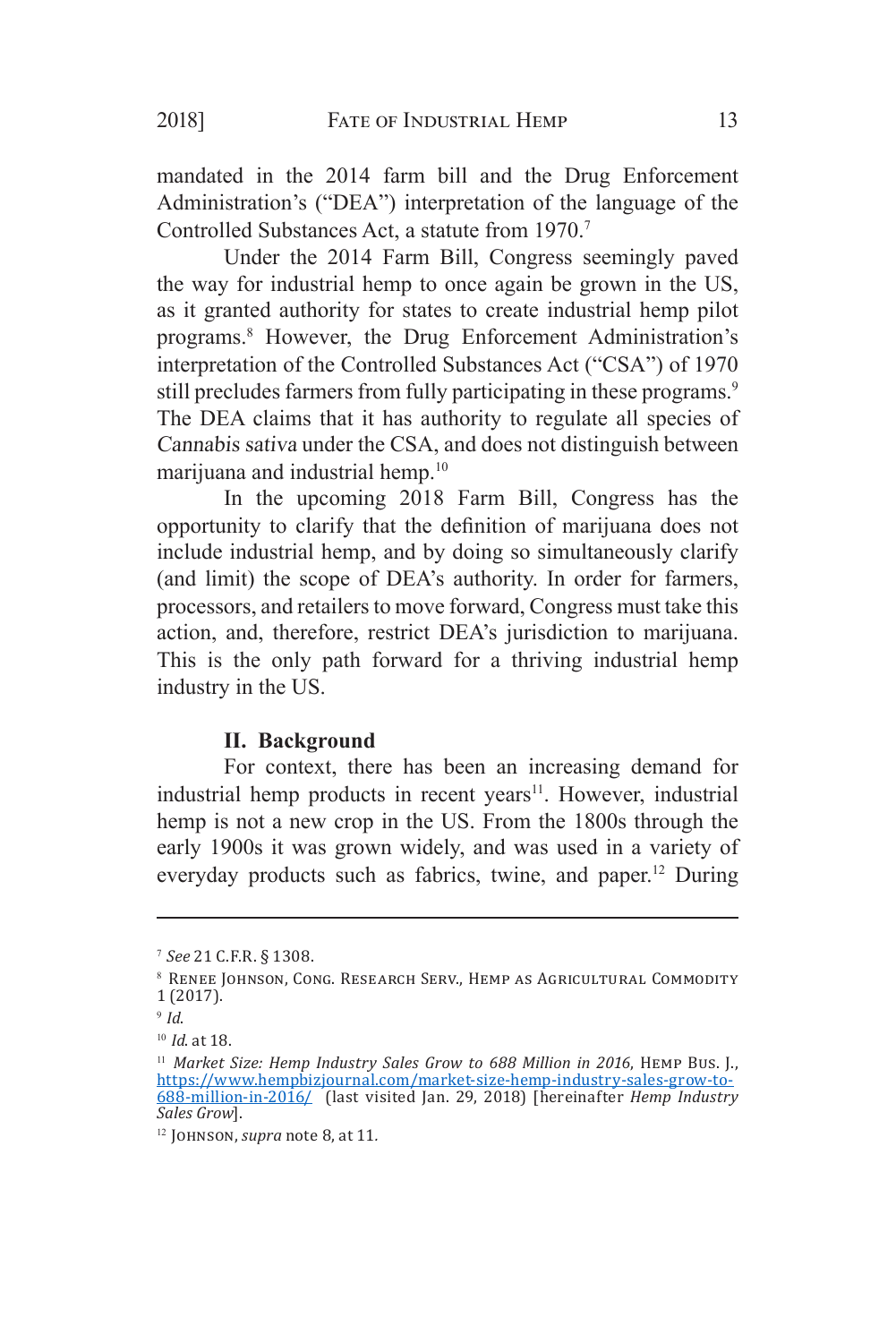mandated in the 2014 farm bill and the Drug Enforcement Administration's ("DEA") interpretation of the language of the Controlled Substances Act, a statute from 1970.[7]

Under the 2014 Farm Bill, Congress seemingly paved the way for industrial hemp to once again be grown in the US, as it granted authority for states to create industrial hemp pilot programs.[8] However, the Drug Enforcement Administration's interpretation of the Controlled Substances Act ("CSA") of 1970 still precludes farmers from fully participating in these programs.[9] The DEA claims that it has authority to regulate all species of *Cannabis sativa* under the CSA, and does not distinguish between marijuana and industrial hemp.[10]

In the upcoming 2018 Farm Bill, Congress has the opportunity to clarify that the definition of marijuana does not include industrial hemp, and by doing so simultaneously clarify (and limit) the scope of DEA's authority. In order for farmers, processors, and retailers to move forward, Congress must take this action, and, therefore, restrict DEA's jurisdiction to marijuana. This is the only path forward for a thriving industrial hemp industry in the US.

## II. Background

For context, there has been an increasing demand for industrial hemp products in recent years[11]. However, industrial hemp is not a new crop in the US. From the 1800s through the early 1900s it was grown widely, and was used in a variety of everyday products such as fabrics, twine, and paper.[12] During

---

[7] *See* 21 C.F.R. § 1308.

[8] Renee Johnson, Cong. Research Serv., Hemp as Agricultural Commodity 1 (2017).

[9] *Id.*

[10] *Id.* at 18.

[11] *Market Size: Hemp Industry Sales Grow to 688 Million in 2016*, Hemp Bus. J., https://www.hempbizjournal.com/market-size-hemp-industry-sales-grow-to-688-million-in-2016/ (last visited Jan. 29, 2018) [hereinafter *Hemp Industry Sales Grow*].

[12] Johnson, *supra* note 8, at 11.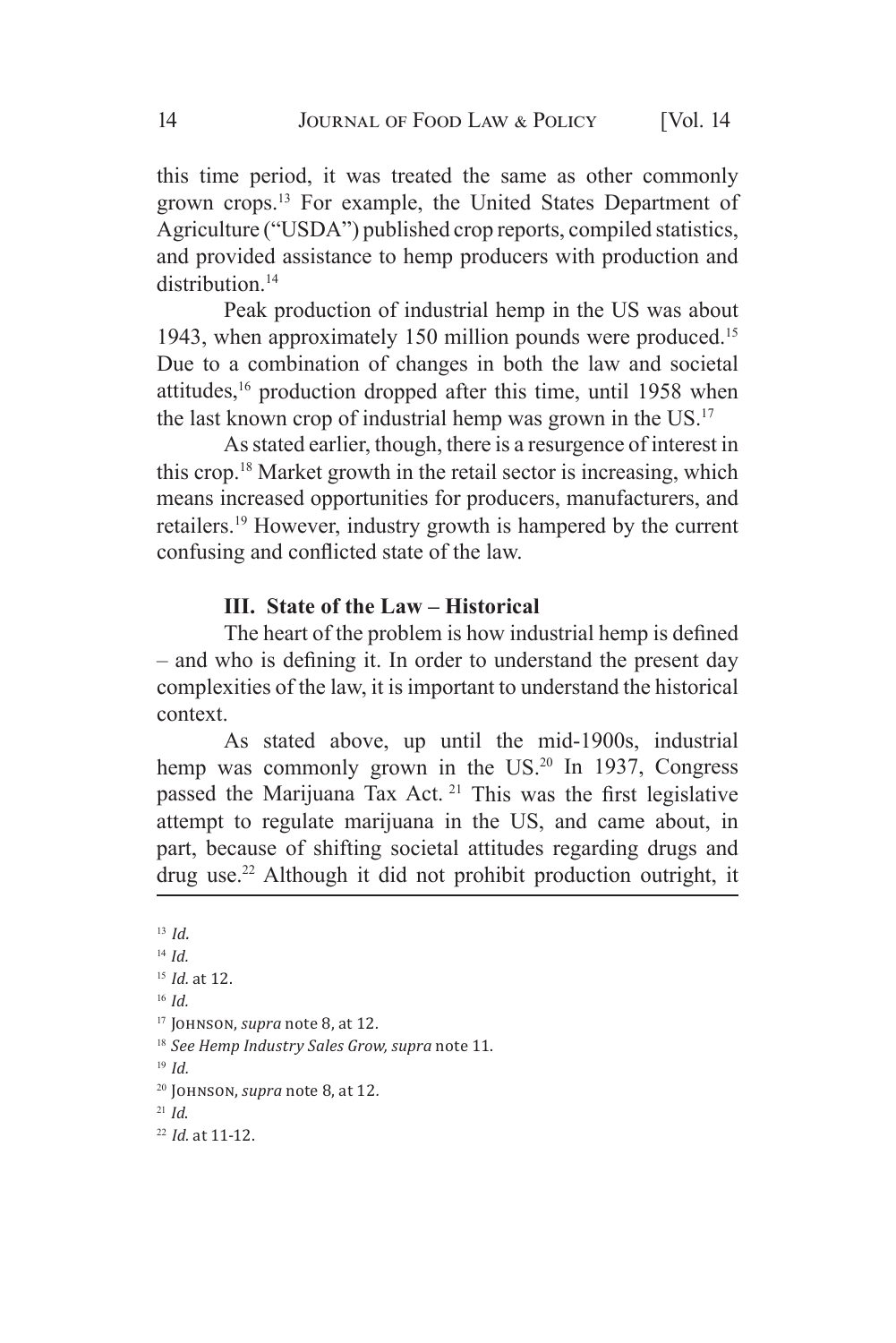this time period, it was treated the same as other commonly grown crops.[13] For example, the United States Department of Agriculture ("USDA") published crop reports, compiled statistics, and provided assistance to hemp producers with production and distribution.[14]

Peak production of industrial hemp in the US was about 1943, when approximately 150 million pounds were produced.[15] Due to a combination of changes in both the law and societal attitudes,[16] production dropped after this time, until 1958 when the last known crop of industrial hemp was grown in the US.[17]

As stated earlier, though, there is a resurgence of interest in this crop.[18] Market growth in the retail sector is increasing, which means increased opportunities for producers, manufacturers, and retailers.[19] However, industry growth is hampered by the current confusing and conflicted state of the law.

## III. State of the Law – Historical

The heart of the problem is how industrial hemp is defined – and who is defining it. In order to understand the present day complexities of the law, it is important to understand the historical context.

As stated above, up until the mid-1900s, industrial hemp was commonly grown in the US.[20] In 1937, Congress passed the Marijuana Tax Act.[21] This was the first legislative attempt to regulate marijuana in the US, and came about, in part, because of shifting societal attitudes regarding drugs and drug use.[22] Although it did not prohibit production outright, it

---

[13] *Id.*

[14] *Id.*

[15] *Id.* at 12.

[16] *Id.*

[17] Johnson, *supra* note 8, at 12.

[18] *See Hemp Industry Sales Grow, supra* note 11.

[19] *Id.*

[20] Johnson, *supra* note 8, at 12.

[21] *Id.*

[22] *Id.* at 11-12.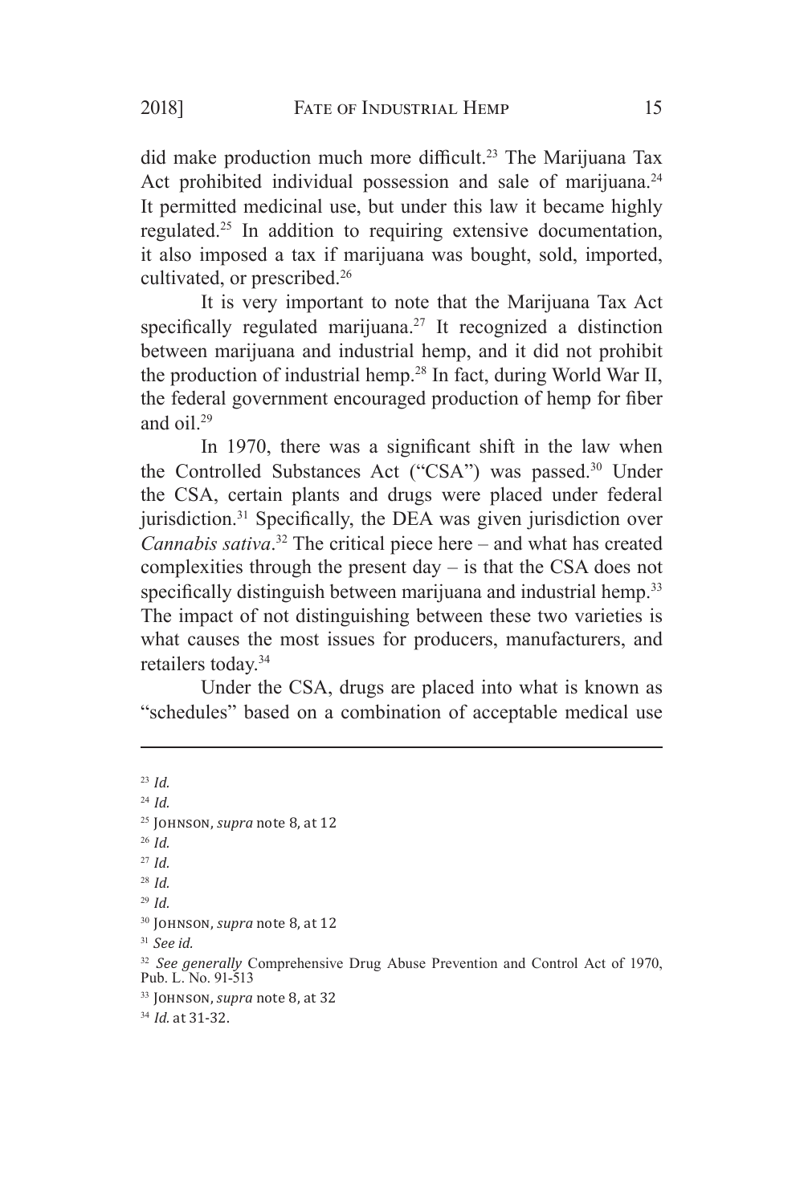did make production much more difficult.[23] The Marijuana Tax Act prohibited individual possession and sale of marijuana.[24] It permitted medicinal use, but under this law it became highly regulated.[25] In addition to requiring extensive documentation, it also imposed a tax if marijuana was bought, sold, imported, cultivated, or prescribed.[26]

It is very important to note that the Marijuana Tax Act specifically regulated marijuana.[27] It recognized a distinction between marijuana and industrial hemp, and it did not prohibit the production of industrial hemp.[28] In fact, during World War II, the federal government encouraged production of hemp for fiber and oil.[29]

In 1970, there was a significant shift in the law when the Controlled Substances Act ("CSA") was passed.[30] Under the CSA, certain plants and drugs were placed under federal jurisdiction.[31] Specifically, the DEA was given jurisdiction over *Cannabis sativa*.[32] The critical piece here – and what has created complexities through the present day – is that the CSA does not specifically distinguish between marijuana and industrial hemp.[33] The impact of not distinguishing between these two varieties is what causes the most issues for producers, manufacturers, and retailers today.[34]

Under the CSA, drugs are placed into what is known as "schedules" based on a combination of acceptable medical use

---

[23] *Id.*

[24] *Id.*

[25] Johnson, *supra* note 8, at 12

[26] *Id.*

[27] *Id.*

[28] *Id.*

[29] *Id.*

[30] Johnson, *supra* note 8, at 12

[31] *See id.*

[32] *See generally* Comprehensive Drug Abuse Prevention and Control Act of 1970, Pub. L. No. 91-513

[33] Johnson, *supra* note 8, at 32

[34] *Id.* at 31-32.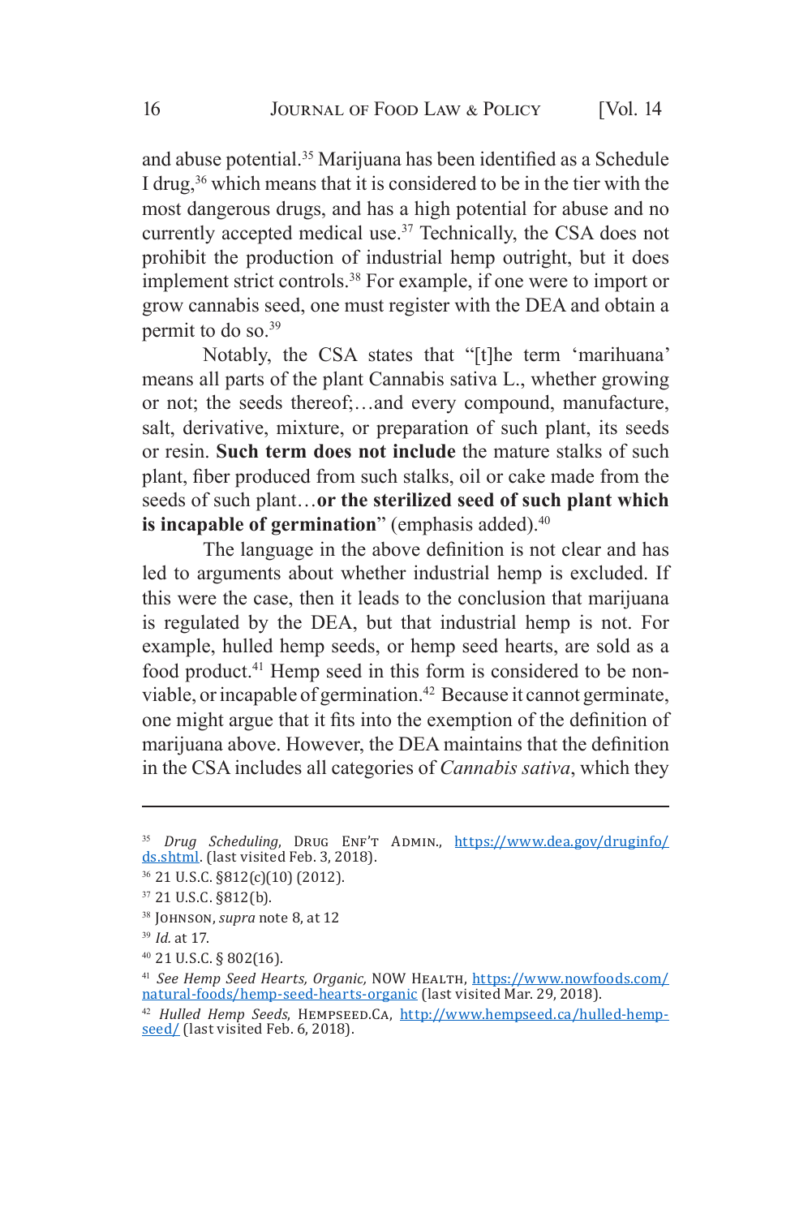and abuse potential.[35] Marijuana has been identified as a Schedule I drug,[36] which means that it is considered to be in the tier with the most dangerous drugs, and has a high potential for abuse and no currently accepted medical use.[37] Technically, the CSA does not prohibit the production of industrial hemp outright, but it does implement strict controls.[38] For example, if one were to import or grow cannabis seed, one must register with the DEA and obtain a permit to do so.[39]

Notably, the CSA states that "[t]he term 'marihuana' means all parts of the plant Cannabis sativa L., whether growing or not; the seeds thereof;…and every compound, manufacture, salt, derivative, mixture, or preparation of such plant, its seeds or resin. **Such term does not include** the mature stalks of such plant, fiber produced from such stalks, oil or cake made from the seeds of such plant…**or the sterilized seed of such plant which is incapable of germination**" (emphasis added).[40]

The language in the above definition is not clear and has led to arguments about whether industrial hemp is excluded. If this were the case, then it leads to the conclusion that marijuana is regulated by the DEA, but that industrial hemp is not. For example, hulled hemp seeds, or hemp seed hearts, are sold as a food product.[41] Hemp seed in this form is considered to be non-viable, or incapable of germination.[42] Because it cannot germinate, one might argue that it fits into the exemption of the definition of marijuana above. However, the DEA maintains that the definition in the CSA includes all categories of *Cannabis sativa*, which they

---

[35] *Drug Scheduling*, Drug Enf't Admin., https://www.dea.gov/druginfo/ds.shtml. (last visited Feb. 3, 2018).

[36] 21 U.S.C. §812(c)(10) (2012).

[37] 21 U.S.C. §812(b).

[38] Johnson, *supra* note 8, at 12

[39] *Id.* at 17.

[40] 21 U.S.C. § 802(16).

[41] *See Hemp Seed Hearts, Organic,* NOW Health, https://www.nowfoods.com/natural-foods/hemp-seed-hearts-organic (last visited Mar. 29, 2018).

[42] *Hulled Hemp Seeds*, Hempseed.ca, http://www.hempseed.ca/hulled-hemp-seed/ (last visited Feb. 6, 2018).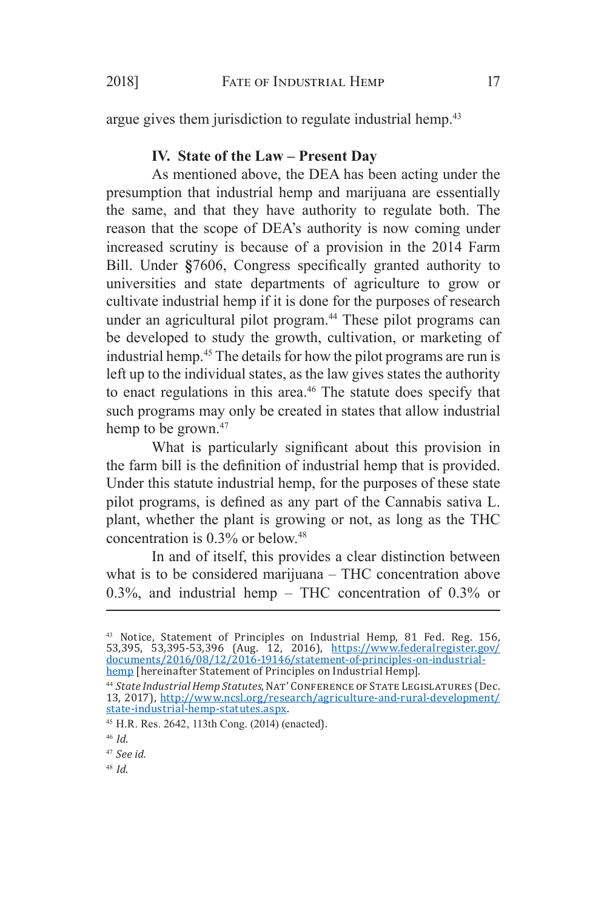argue gives them jurisdiction to regulate industrial hemp.[43]

## IV. State of the Law – Present Day

As mentioned above, the DEA has been acting under the presumption that industrial hemp and marijuana are essentially the same, and that they have authority to regulate both. The reason that the scope of DEA's authority is now coming under increased scrutiny is because of a provision in the 2014 Farm Bill. Under §7606, Congress specifically granted authority to universities and state departments of agriculture to grow or cultivate industrial hemp if it is done for the purposes of research under an agricultural pilot program.[44] These pilot programs can be developed to study the growth, cultivation, or marketing of industrial hemp.[45] The details for how the pilot programs are run is left up to the individual states, as the law gives states the authority to enact regulations in this area.[46] The statute does specify that such programs may only be created in states that allow industrial hemp to be grown.[47]

What is particularly significant about this provision in the farm bill is the definition of industrial hemp that is provided. Under this statute industrial hemp, for the purposes of these state pilot programs, is defined as any part of the Cannabis sativa L. plant, whether the plant is growing or not, as long as the THC concentration is 0.3% or below.[48]

In and of itself, this provides a clear distinction between what is to be considered marijuana – THC concentration above 0.3%, and industrial hemp – THC concentration of 0.3% or

---

[43] Notice, Statement of Principles on Industrial Hemp, 81 Fed. Reg. 156, 53,395, 53,395-53,396 (Aug. 12, 2016), https://www.federalregister.gov/documents/2016/08/12/2016-19146/statement-of-principles-on-industrial-hemp [hereinafter Statement of Principles on Industrial Hemp].

[44] *State Industrial Hemp Statutes*, Nat' Conference of State Legislatures (Dec. 13, 2017), http://www.ncsl.org/research/agriculture-and-rural-development/state-industrial-hemp-statutes.aspx.

[45] H.R. Res. 2642, 113th Cong. (2014) (enacted).

[46] *Id.*

[47] *See id.*

[48] *Id.*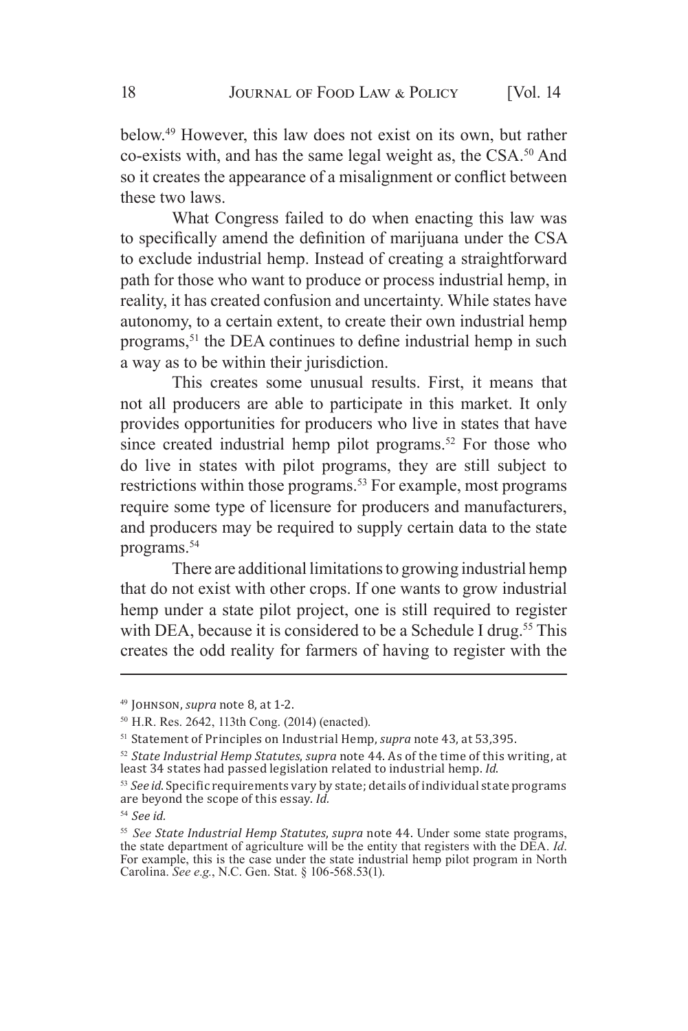below.[49] However, this law does not exist on its own, but rather co-exists with, and has the same legal weight as, the CSA.[50] And so it creates the appearance of a misalignment or conflict between these two laws.

What Congress failed to do when enacting this law was to specifically amend the definition of marijuana under the CSA to exclude industrial hemp. Instead of creating a straightforward path for those who want to produce or process industrial hemp, in reality, it has created confusion and uncertainty. While states have autonomy, to a certain extent, to create their own industrial hemp programs,[51] the DEA continues to define industrial hemp in such a way as to be within their jurisdiction.

This creates some unusual results. First, it means that not all producers are able to participate in this market. It only provides opportunities for producers who live in states that have since created industrial hemp pilot programs.[52] For those who do live in states with pilot programs, they are still subject to restrictions within those programs.[53] For example, most programs require some type of licensure for producers and manufacturers, and producers may be required to supply certain data to the state programs.[54]

There are additional limitations to growing industrial hemp that do not exist with other crops. If one wants to grow industrial hemp under a state pilot project, one is still required to register with DEA, because it is considered to be a Schedule I drug.[55] This creates the odd reality for farmers of having to register with the

---

[49] Johnson, *supra* note 8, at 1-2.

[50] H.R. Res. 2642, 113th Cong. (2014) (enacted).

[51] Statement of Principles on Industrial Hemp, *supra* note 43, at 53,395.

[52] *State Industrial Hemp Statutes*, *supra* note 44. As of the time of this writing, at least 34 states had passed legislation related to industrial hemp. *Id.*

[53] *See id.* Specific requirements vary by state; details of individual state programs are beyond the scope of this essay. *Id.*

[54] *See id.*

[55] *See State Industrial Hemp Statutes*, *supra* note 44. Under some state programs, the state department of agriculture will be the entity that registers with the DEA. *Id.* For example, this is the case under the state industrial hemp pilot program in North Carolina. *See e.g.*, N.C. Gen. Stat. § 106-568.53(1).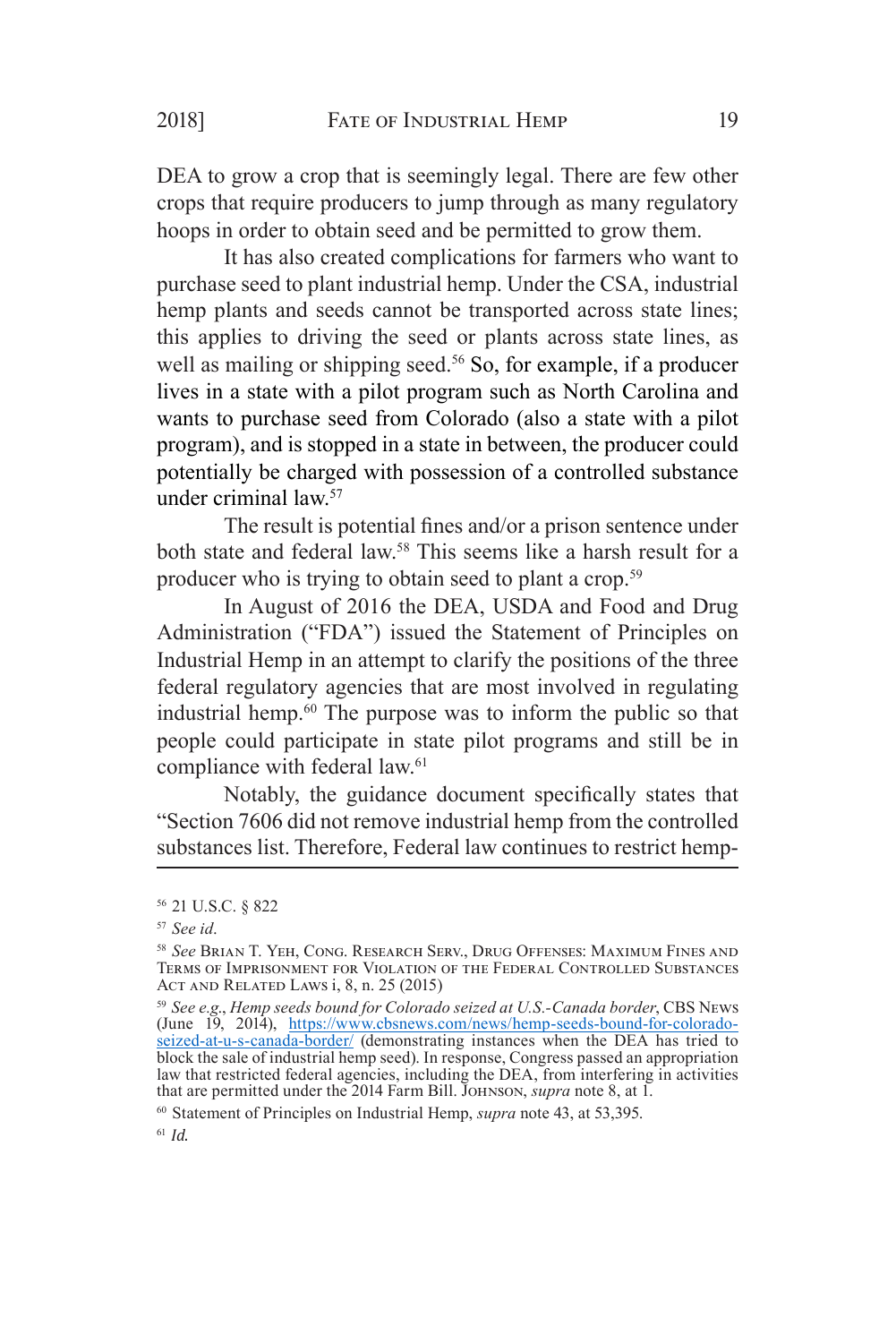DEA to grow a crop that is seemingly legal. There are few other crops that require producers to jump through as many regulatory hoops in order to obtain seed and be permitted to grow them.

It has also created complications for farmers who want to purchase seed to plant industrial hemp. Under the CSA, industrial hemp plants and seeds cannot be transported across state lines; this applies to driving the seed or plants across state lines, as well as mailing or shipping seed.[56] So, for example, if a producer lives in a state with a pilot program such as North Carolina and wants to purchase seed from Colorado (also a state with a pilot program), and is stopped in a state in between, the producer could potentially be charged with possession of a controlled substance under criminal law.[57]

The result is potential fines and/or a prison sentence under both state and federal law.[58] This seems like a harsh result for a producer who is trying to obtain seed to plant a crop.[59]

In August of 2016 the DEA, USDA and Food and Drug Administration ("FDA") issued the Statement of Principles on Industrial Hemp in an attempt to clarify the positions of the three federal regulatory agencies that are most involved in regulating industrial hemp.[60] The purpose was to inform the public so that people could participate in state pilot programs and still be in compliance with federal law.[61]

Notably, the guidance document specifically states that "Section 7606 did not remove industrial hemp from the controlled substances list. Therefore, Federal law continues to restrict hemp-

---

[56] 21 U.S.C. § 822

[57] *See id*.

[58] *See* Brian T. Yeh, Cong. Research Serv., Drug Offenses: Maximum Fines and Terms of Imprisonment for Violation of the Federal Controlled Substances Act and Related Laws i, 8, n. 25 (2015)

[59] *See e.g.*, *Hemp seeds bound for Colorado seized at U.S.-Canada border*, CBS News (June 19, 2014), https://www.cbsnews.com/news/hemp-seeds-bound-for-colorado-seized-at-u-s-canada-border/ (demonstrating instances when the DEA has tried to block the sale of industrial hemp seed). In response, Congress passed an appropriation law that restricted federal agencies, including the DEA, from interfering in activities that are permitted under the 2014 Farm Bill. Johnson, *supra* note 8, at 1.

[60] Statement of Principles on Industrial Hemp, *supra* note 43, at 53,395.

[61] *Id.*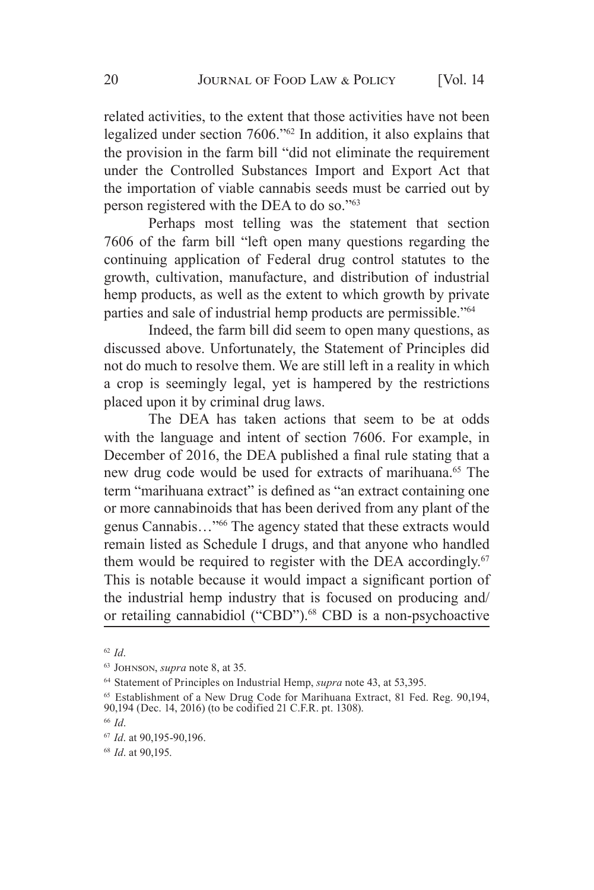related activities, to the extent that those activities have not been legalized under section 7606."[62] In addition, it also explains that the provision in the farm bill "did not eliminate the requirement under the Controlled Substances Import and Export Act that the importation of viable cannabis seeds must be carried out by person registered with the DEA to do so."[63]

Perhaps most telling was the statement that section 7606 of the farm bill "left open many questions regarding the continuing application of Federal drug control statutes to the growth, cultivation, manufacture, and distribution of industrial hemp products, as well as the extent to which growth by private parties and sale of industrial hemp products are permissible."[64]

Indeed, the farm bill did seem to open many questions, as discussed above. Unfortunately, the Statement of Principles did not do much to resolve them. We are still left in a reality in which a crop is seemingly legal, yet is hampered by the restrictions placed upon it by criminal drug laws.

The DEA has taken actions that seem to be at odds with the language and intent of section 7606. For example, in December of 2016, the DEA published a final rule stating that a new drug code would be used for extracts of marihuana.[65] The term "marihuana extract" is defined as "an extract containing one or more cannabinoids that has been derived from any plant of the genus Cannabis…"[66] The agency stated that these extracts would remain listed as Schedule I drugs, and that anyone who handled them would be required to register with the DEA accordingly.[67] This is notable because it would impact a significant portion of the industrial hemp industry that is focused on producing and/or retailing cannabidiol ("CBD").[68] CBD is a non-psychoactive

---

[62] *Id*.

[63] Johnson, *supra* note 8, at 35.

[64] Statement of Principles on Industrial Hemp, *supra* note 43, at 53,395.

[65] Establishment of a New Drug Code for Marihuana Extract, 81 Fed. Reg. 90,194, 90,194 (Dec. 14, 2016) (to be codified 21 C.F.R. pt. 1308).

[66] *Id*.

[67] *Id*. at 90,195-90,196.

[68] *Id*. at 90,195.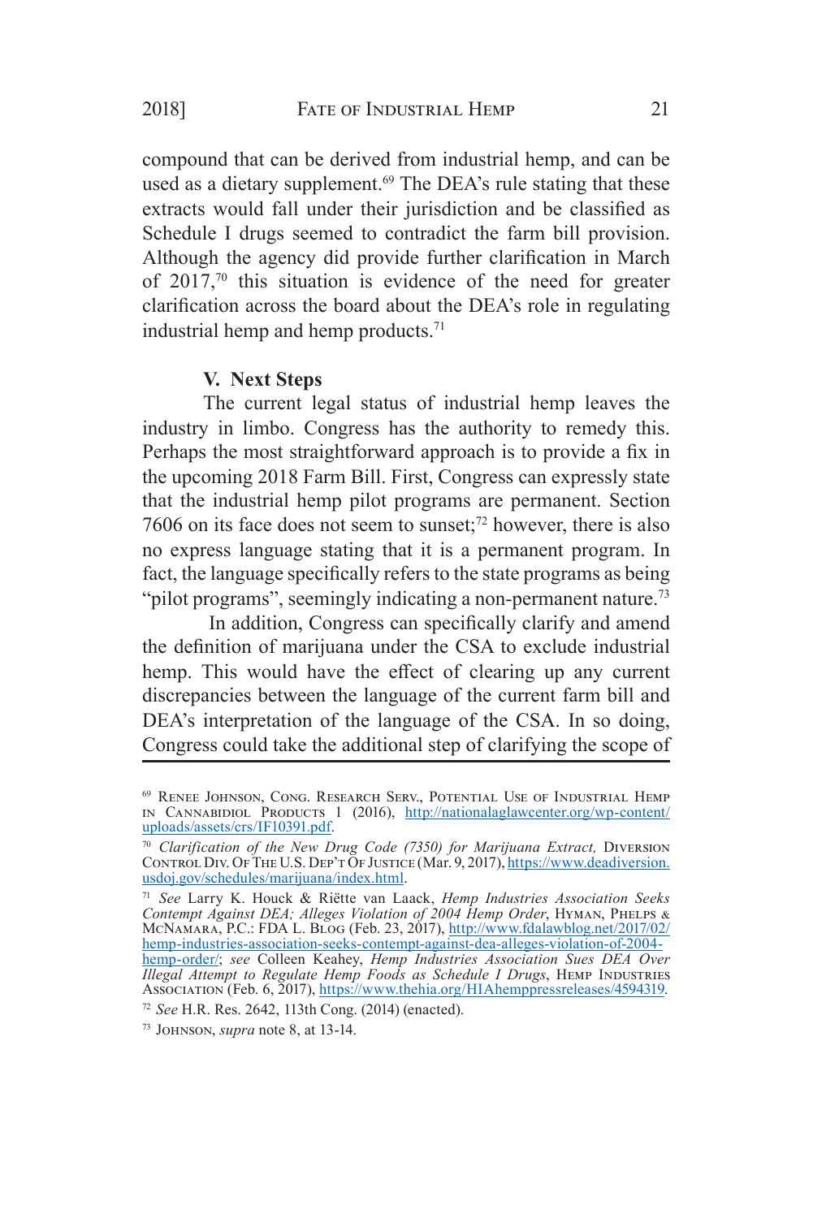compound that can be derived from industrial hemp, and can be used as a dietary supplement.[69] The DEA's rule stating that these extracts would fall under their jurisdiction and be classified as Schedule I drugs seemed to contradict the farm bill provision. Although the agency did provide further clarification in March of 2017,[70] this situation is evidence of the need for greater clarification across the board about the DEA's role in regulating industrial hemp and hemp products.[71]

## V. Next Steps

The current legal status of industrial hemp leaves the industry in limbo. Congress has the authority to remedy this. Perhaps the most straightforward approach is to provide a fix in the upcoming 2018 Farm Bill. First, Congress can expressly state that the industrial hemp pilot programs are permanent. Section 7606 on its face does not seem to sunset;[72] however, there is also no express language stating that it is a permanent program. In fact, the language specifically refers to the state programs as being "pilot programs", seemingly indicating a non-permanent nature.[73]

In addition, Congress can specifically clarify and amend the definition of marijuana under the CSA to exclude industrial hemp. This would have the effect of clearing up any current discrepancies between the language of the current farm bill and DEA's interpretation of the language of the CSA. In so doing, Congress could take the additional step of clarifying the scope of

---

[69] Renee Johnson, Cong. Research Serv., Potential Use of Industrial Hemp in Cannabidiol Products 1 (2016), http://nationalaglawcenter.org/wp-content/uploads/assets/crs/IF10391.pdf.

[70] *Clarification of the New Drug Code (7350) for Marijuana Extract,* Diversion Control Div. Of The U.S. Dep't Of Justice (Mar. 9, 2017), https://www.deadiversion.usdoj.gov/schedules/marijuana/index.html.

[71] *See* Larry K. Houck & Riëtte van Laack, *Hemp Industries Association Seeks Contempt Against DEA; Alleges Violation of 2004 Hemp Order*, Hyman, Phelps & McNamara, P.C.: FDA L. Blog (Feb. 23, 2017), http://www.fdalawblog.net/2017/02/hemp-industries-association-seeks-contempt-against-dea-alleges-violation-of-2004-hemp-order/; *see* Colleen Keahey, *Hemp Industries Association Sues DEA Over Illegal Attempt to Regulate Hemp Foods as Schedule I Drugs*, Hemp Industries Association (Feb. 6, 2017), https://www.thehia.org/HIAhemppressreleases/4594319.

[72] *See* H.R. Res. 2642, 113th Cong. (2014) (enacted).

[73] Johnson, *supra* note 8, at 13-14.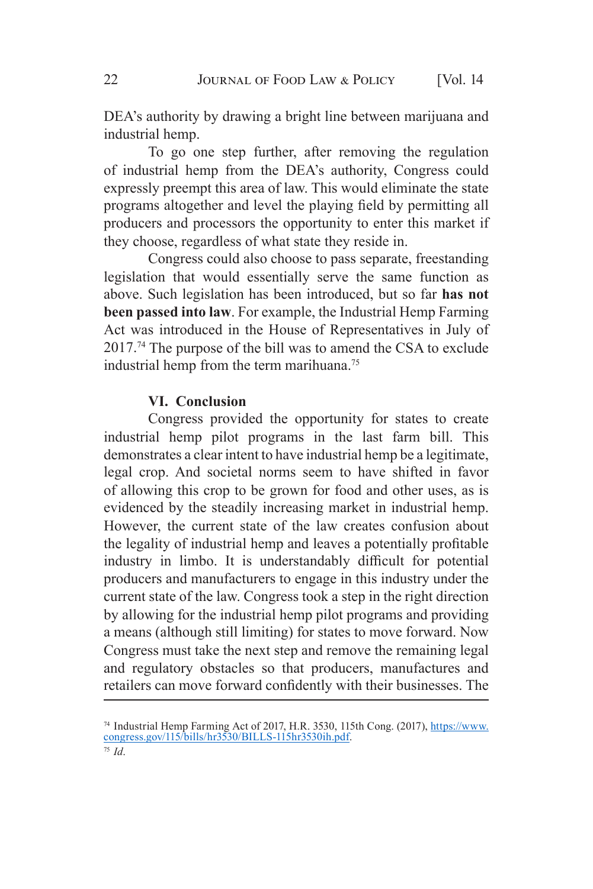DEA's authority by drawing a bright line between marijuana and industrial hemp.

To go one step further, after removing the regulation of industrial hemp from the DEA's authority, Congress could expressly preempt this area of law. This would eliminate the state programs altogether and level the playing field by permitting all producers and processors the opportunity to enter this market if they choose, regardless of what state they reside in.

Congress could also choose to pass separate, freestanding legislation that would essentially serve the same function as above. Such legislation has been introduced, but so far **has not been passed into law**. For example, the Industrial Hemp Farming Act was introduced in the House of Representatives in July of 2017.[74] The purpose of the bill was to amend the CSA to exclude industrial hemp from the term marihuana.[75]

## VI. Conclusion

Congress provided the opportunity for states to create industrial hemp pilot programs in the last farm bill. This demonstrates a clear intent to have industrial hemp be a legitimate, legal crop. And societal norms seem to have shifted in favor of allowing this crop to be grown for food and other uses, as is evidenced by the steadily increasing market in industrial hemp. However, the current state of the law creates confusion about the legality of industrial hemp and leaves a potentially profitable industry in limbo. It is understandably difficult for potential producers and manufacturers to engage in this industry under the current state of the law. Congress took a step in the right direction by allowing for the industrial hemp pilot programs and providing a means (although still limiting) for states to move forward. Now Congress must take the next step and remove the remaining legal and regulatory obstacles so that producers, manufactures and retailers can move forward confidently with their businesses. The

---

[74] Industrial Hemp Farming Act of 2017, H.R. 3530, 115th Cong. (2017), https://www.congress.gov/115/bills/hr3530/BILLS-115hr3530ih.pdf.

[75] *Id*.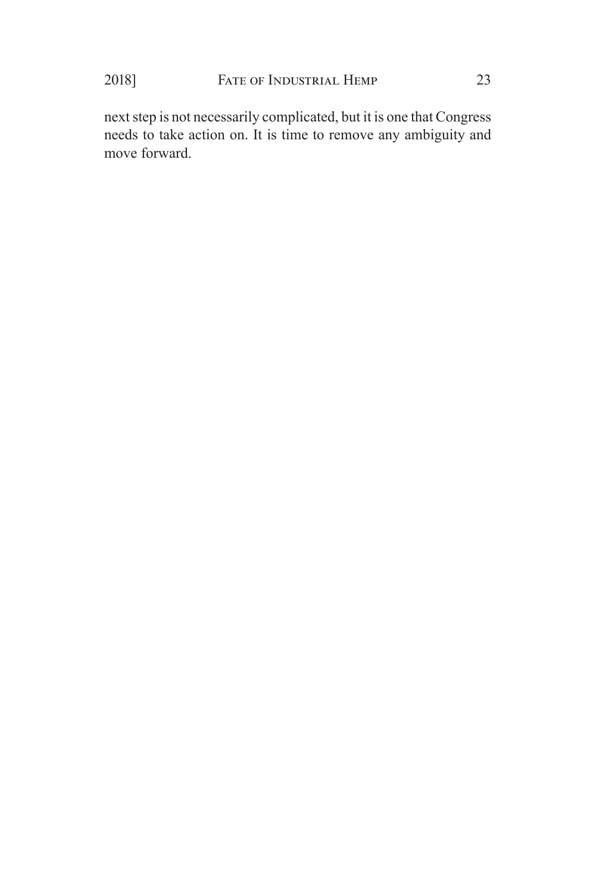next step is not necessarily complicated, but it is one that Congress needs to take action on. It is time to remove any ambiguity and move forward.